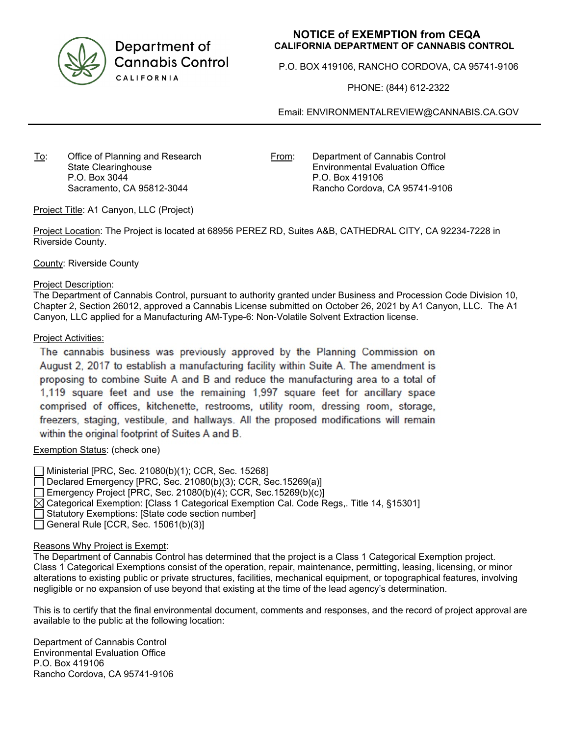Department of Cannabis Control
CALIFORNIA

## NOTICE of EXEMPTION from CEQA
### CALIFORNIA DEPARTMENT OF CANNABIS CONTROL

P.O. BOX 419106, RANCHO CORDOVA, CA 95741-9106

PHONE: (844) 612-2322

Email: ENVIRONMENTALREVIEW@CANNABIS.CA.GOV

---

To: Office of Planning and Research
State Clearinghouse
P.O. Box 3044
Sacramento, CA 95812-3044

From: Department of Cannabis Control
Environmental Evaluation Office
P.O. Box 419106
Rancho Cordova, CA 95741-9106

Project Title: A1 Canyon, LLC (Project)

Project Location: The Project is located at 68956 PEREZ RD, Suites A&B, CATHEDRAL CITY, CA 92234-7228 in Riverside County.

County: Riverside County

Project Description:
The Department of Cannabis Control, pursuant to authority granted under Business and Procession Code Division 10, Chapter 2, Section 26012, approved a Cannabis License submitted on October 26, 2021 by A1 Canyon, LLC. The A1 Canyon, LLC applied for a Manufacturing AM-Type-6: Non-Volatile Solvent Extraction license.

Project Activities:
The cannabis business was previously approved by the Planning Commission on August 2, 2017 to establish a manufacturing facility within Suite A. The amendment is proposing to combine Suite A and B and reduce the manufacturing area to a total of 1,119 square feet and use the remaining 1,997 square feet for ancillary space comprised of offices, kitchenette, restrooms, utility room, dressing room, storage, freezers, staging, vestibule, and hallways. All the proposed modifications will remain within the original footprint of Suites A and B.

Exemption Status: (check one)

- ☐ Ministerial [PRC, Sec. 21080(b)(1); CCR, Sec. 15268]
- ☐ Declared Emergency [PRC, Sec. 21080(b)(3); CCR, Sec.15269(a)]
- ☐ Emergency Project [PRC, Sec. 21080(b)(4); CCR, Sec.15269(b)(c)]
- ☒ Categorical Exemption: [Class 1 Categorical Exemption Cal. Code Regs,. Title 14, §15301]
- ☐ Statutory Exemptions: [State code section number]
- ☐ General Rule [CCR, Sec. 15061(b)(3)]

Reasons Why Project is Exempt:
The Department of Cannabis Control has determined that the project is a Class 1 Categorical Exemption project. Class 1 Categorical Exemptions consist of the operation, repair, maintenance, permitting, leasing, licensing, or minor alterations to existing public or private structures, facilities, mechanical equipment, or topographical features, involving negligible or no expansion of use beyond that existing at the time of the lead agency's determination.

This is to certify that the final environmental document, comments and responses, and the record of project approval are available to the public at the following location:

Department of Cannabis Control
Environmental Evaluation Office
P.O. Box 419106
Rancho Cordova, CA 95741-9106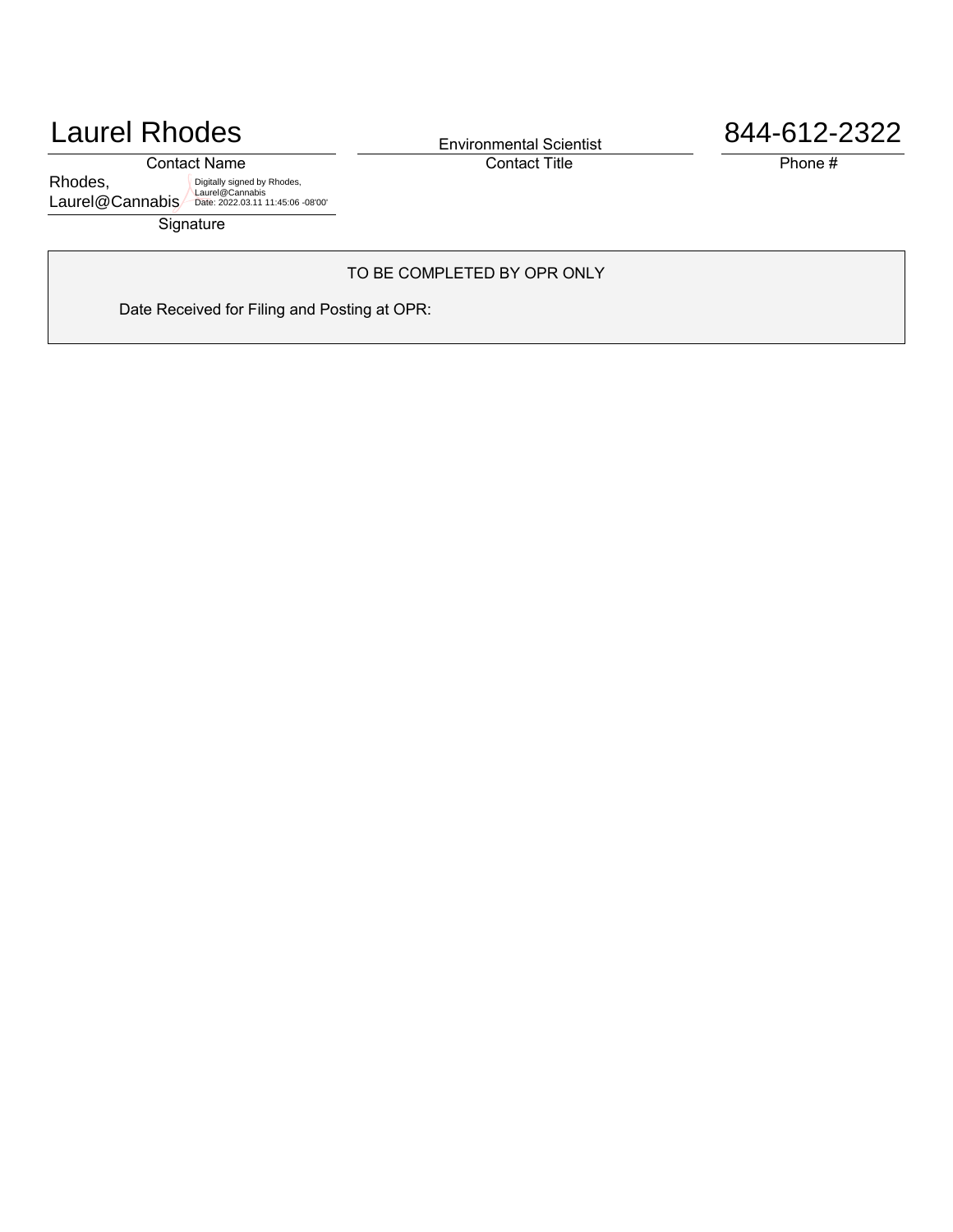| | | |
|---|---|---|
| Laurel Rhodes | Environmental Scientist | 844-612-2322 |
| Contact Name | Contact Title | Phone # |

Rhodes, Laurel@Cannabis Digitally signed by Rhodes, Laurel@Cannabis Date: 2022.03.11 11:45:06 -08'00'

Signature

TO BE COMPLETED BY OPR ONLY

Date Received for Filing and Posting at OPR: